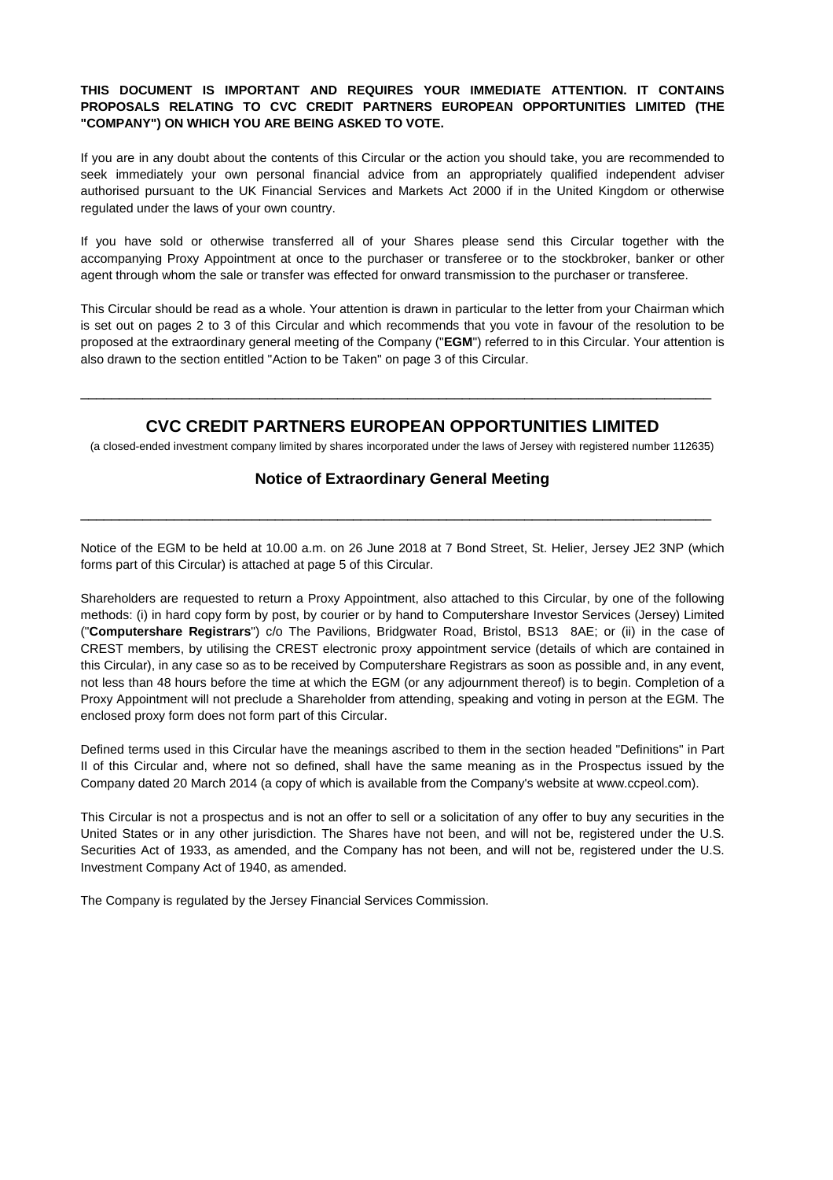**THIS DOCUMENT IS IMPORTANT AND REQUIRES YOUR IMMEDIATE ATTENTION. IT CONTAINS PROPOSALS RELATING TO CVC CREDIT PARTNERS EUROPEAN OPPORTUNITIES LIMITED (THE "COMPANY") ON WHICH YOU ARE BEING ASKED TO VOTE.**

If you are in any doubt about the contents of this Circular or the action you should take, you are recommended to seek immediately your own personal financial advice from an appropriately qualified independent adviser authorised pursuant to the UK Financial Services and Markets Act 2000 if in the United Kingdom or otherwise regulated under the laws of your own country.

If you have sold or otherwise transferred all of your Shares please send this Circular together with the accompanying Proxy Appointment at once to the purchaser or transferee or to the stockbroker, banker or other agent through whom the sale or transfer was effected for onward transmission to the purchaser or transferee.

This Circular should be read as a whole. Your attention is drawn in particular to the letter from your Chairman which is set out on pages 2 to 3 of this Circular and which recommends that you vote in favour of the resolution to be proposed at the extraordinary general meeting of the Company ("**EGM**") referred to in this Circular. Your attention is also drawn to the section entitled "Action to be Taken" on page 3 of this Circular.

---

# CVC CREDIT PARTNERS EUROPEAN OPPORTUNITIES LIMITED

(a closed-ended investment company limited by shares incorporated under the laws of Jersey with registered number 112635)

## Notice of Extraordinary General Meeting

---

Notice of the EGM to be held at 10.00 a.m. on 26 June 2018 at 7 Bond Street, St. Helier, Jersey JE2 3NP (which forms part of this Circular) is attached at page 5 of this Circular.

Shareholders are requested to return a Proxy Appointment, also attached to this Circular, by one of the following methods: (i) in hard copy form by post, by courier or by hand to Computershare Investor Services (Jersey) Limited ("**Computershare Registrars**") c/o The Pavilions, Bridgwater Road, Bristol, BS13 8AE; or (ii) in the case of CREST members, by utilising the CREST electronic proxy appointment service (details of which are contained in this Circular), in any case so as to be received by Computershare Registrars as soon as possible and, in any event, not less than 48 hours before the time at which the EGM (or any adjournment thereof) is to begin. Completion of a Proxy Appointment will not preclude a Shareholder from attending, speaking and voting in person at the EGM. The enclosed proxy form does not form part of this Circular.

Defined terms used in this Circular have the meanings ascribed to them in the section headed "Definitions" in Part II of this Circular and, where not so defined, shall have the same meaning as in the Prospectus issued by the Company dated 20 March 2014 (a copy of which is available from the Company's website at www.ccpeol.com).

This Circular is not a prospectus and is not an offer to sell or a solicitation of any offer to buy any securities in the United States or in any other jurisdiction. The Shares have not been, and will not be, registered under the U.S. Securities Act of 1933, as amended, and the Company has not been, and will not be, registered under the U.S. Investment Company Act of 1940, as amended.

The Company is regulated by the Jersey Financial Services Commission.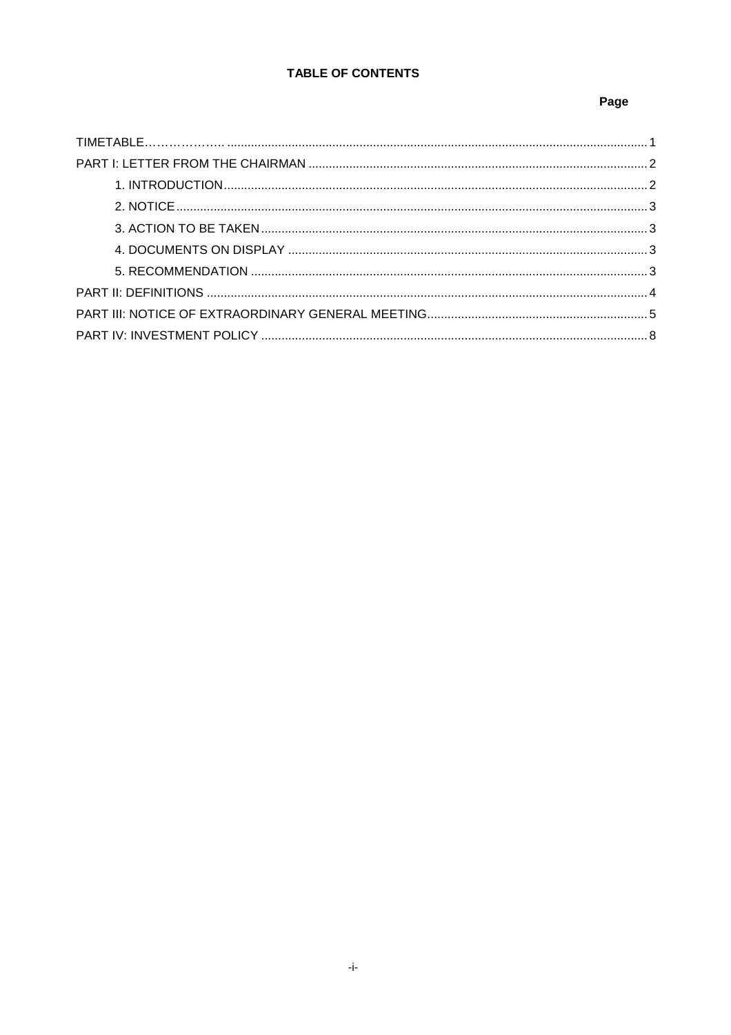**TABLE OF CONTENTS**

| | Page |
|---|---|
| TIMETABLE | 1 |
| PART I: LETTER FROM THE CHAIRMAN | 2 |
| 1. INTRODUCTION | 2 |
| 2. NOTICE | 3 |
| 3. ACTION TO BE TAKEN | 3 |
| 4. DOCUMENTS ON DISPLAY | 3 |
| 5. RECOMMENDATION | 3 |
| PART II: DEFINITIONS | 4 |
| PART III: NOTICE OF EXTRAORDINARY GENERAL MEETING | 5 |
| PART IV: INVESTMENT POLICY | 8 |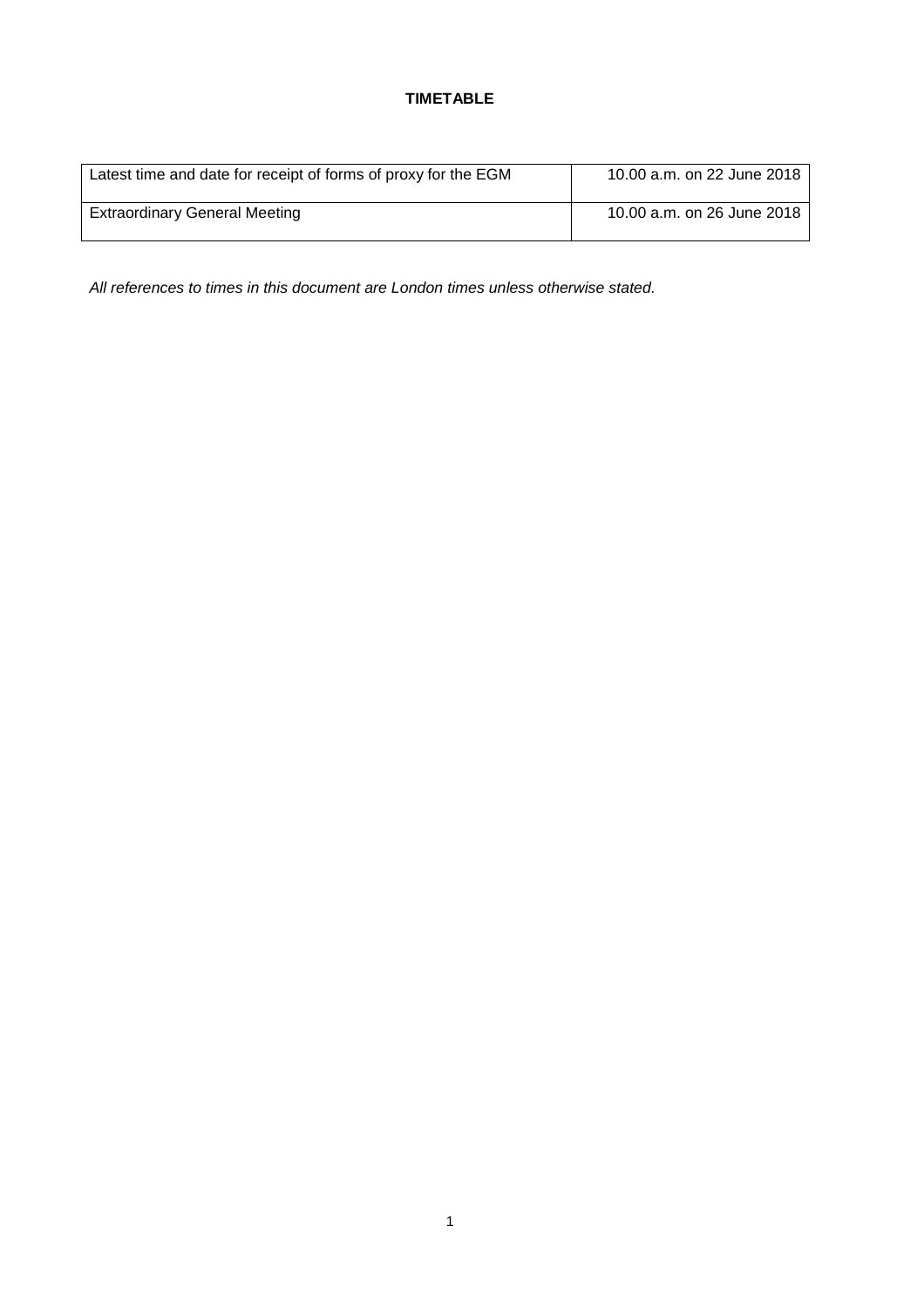**TIMETABLE**

| | |
|---|---|
| Latest time and date for receipt of forms of proxy for the EGM | 10.00 a.m. on 22 June 2018 |
| Extraordinary General Meeting | 10.00 a.m. on 26 June 2018 |

*All references to times in this document are London times unless otherwise stated.*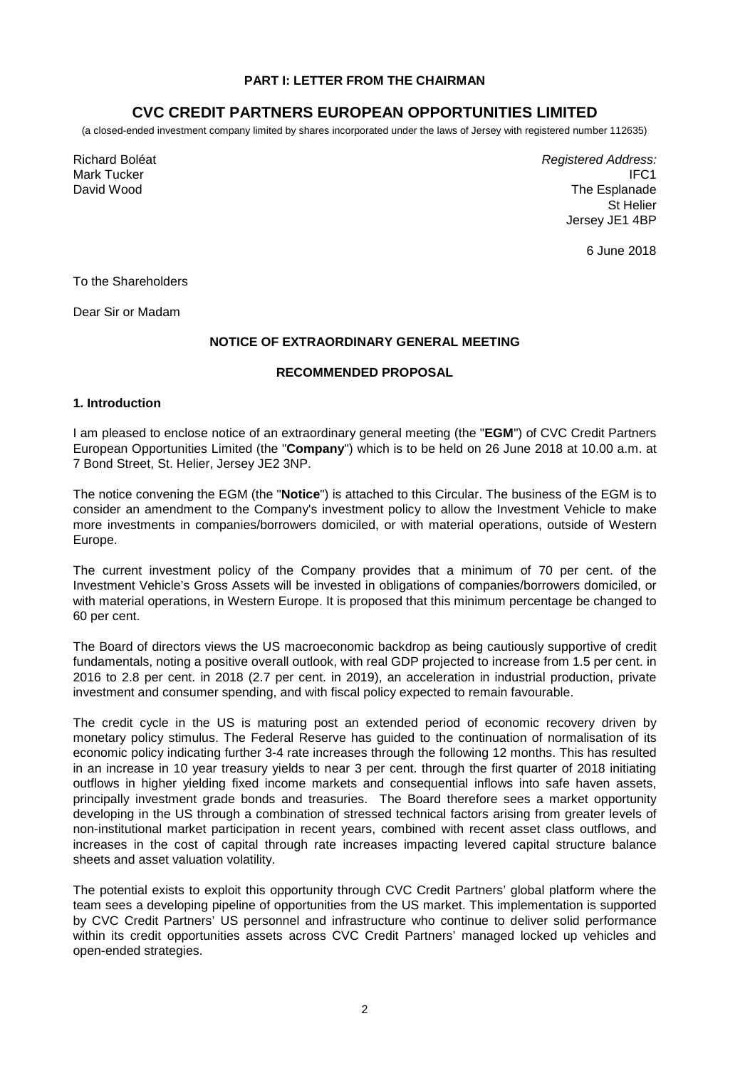**PART I: LETTER FROM THE CHAIRMAN**

## CVC CREDIT PARTNERS EUROPEAN OPPORTUNITIES LIMITED

(a closed-ended investment company limited by shares incorporated under the laws of Jersey with registered number 112635)

Richard Boléat
Mark Tucker
David Wood

*Registered Address:*
IFC1
The Esplanade
St Helier
Jersey JE1 4BP

6 June 2018

To the Shareholders

Dear Sir or Madam

**NOTICE OF EXTRAORDINARY GENERAL MEETING**

**RECOMMENDED PROPOSAL**

### 1. Introduction

I am pleased to enclose notice of an extraordinary general meeting (the "**EGM**") of CVC Credit Partners European Opportunities Limited (the "**Company**") which is to be held on 26 June 2018 at 10.00 a.m. at 7 Bond Street, St. Helier, Jersey JE2 3NP.

The notice convening the EGM (the "**Notice**") is attached to this Circular. The business of the EGM is to consider an amendment to the Company's investment policy to allow the Investment Vehicle to make more investments in companies/borrowers domiciled, or with material operations, outside of Western Europe.

The current investment policy of the Company provides that a minimum of 70 per cent. of the Investment Vehicle's Gross Assets will be invested in obligations of companies/borrowers domiciled, or with material operations, in Western Europe. It is proposed that this minimum percentage be changed to 60 per cent.

The Board of directors views the US macroeconomic backdrop as being cautiously supportive of credit fundamentals, noting a positive overall outlook, with real GDP projected to increase from 1.5 per cent. in 2016 to 2.8 per cent. in 2018 (2.7 per cent. in 2019), an acceleration in industrial production, private investment and consumer spending, and with fiscal policy expected to remain favourable.

The credit cycle in the US is maturing post an extended period of economic recovery driven by monetary policy stimulus. The Federal Reserve has guided to the continuation of normalisation of its economic policy indicating further 3-4 rate increases through the following 12 months. This has resulted in an increase in 10 year treasury yields to near 3 per cent. through the first quarter of 2018 initiating outflows in higher yielding fixed income markets and consequential inflows into safe haven assets, principally investment grade bonds and treasuries. The Board therefore sees a market opportunity developing in the US through a combination of stressed technical factors arising from greater levels of non-institutional market participation in recent years, combined with recent asset class outflows, and increases in the cost of capital through rate increases impacting levered capital structure balance sheets and asset valuation volatility.

The potential exists to exploit this opportunity through CVC Credit Partners' global platform where the team sees a developing pipeline of opportunities from the US market. This implementation is supported by CVC Credit Partners' US personnel and infrastructure who continue to deliver solid performance within its credit opportunities assets across CVC Credit Partners' managed locked up vehicles and open-ended strategies.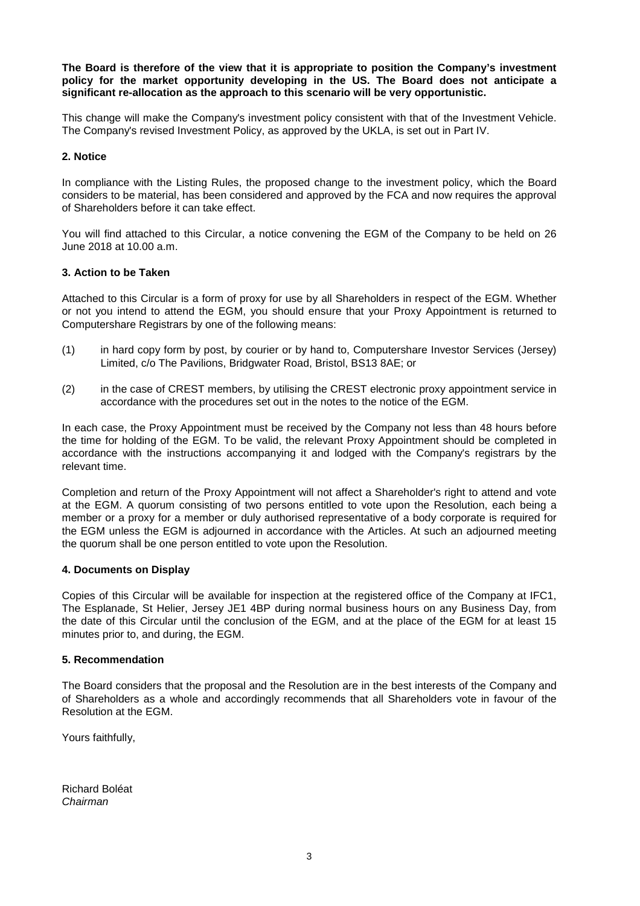**The Board is therefore of the view that it is appropriate to position the Company's investment policy for the market opportunity developing in the US. The Board does not anticipate a significant re-allocation as the approach to this scenario will be very opportunistic.**

This change will make the Company's investment policy consistent with that of the Investment Vehicle. The Company's revised Investment Policy, as approved by the UKLA, is set out in Part IV.

### 2. Notice

In compliance with the Listing Rules, the proposed change to the investment policy, which the Board considers to be material, has been considered and approved by the FCA and now requires the approval of Shareholders before it can take effect.

You will find attached to this Circular, a notice convening the EGM of the Company to be held on 26 June 2018 at 10.00 a.m.

### 3. Action to be Taken

Attached to this Circular is a form of proxy for use by all Shareholders in respect of the EGM. Whether or not you intend to attend the EGM, you should ensure that your Proxy Appointment is returned to Computershare Registrars by one of the following means:

(1) in hard copy form by post, by courier or by hand to, Computershare Investor Services (Jersey) Limited, c/o The Pavilions, Bridgwater Road, Bristol, BS13 8AE; or

(2) in the case of CREST members, by utilising the CREST electronic proxy appointment service in accordance with the procedures set out in the notes to the notice of the EGM.

In each case, the Proxy Appointment must be received by the Company not less than 48 hours before the time for holding of the EGM. To be valid, the relevant Proxy Appointment should be completed in accordance with the instructions accompanying it and lodged with the Company's registrars by the relevant time.

Completion and return of the Proxy Appointment will not affect a Shareholder's right to attend and vote at the EGM. A quorum consisting of two persons entitled to vote upon the Resolution, each being a member or a proxy for a member or duly authorised representative of a body corporate is required for the EGM unless the EGM is adjourned in accordance with the Articles. At such an adjourned meeting the quorum shall be one person entitled to vote upon the Resolution.

### 4. Documents on Display

Copies of this Circular will be available for inspection at the registered office of the Company at IFC1, The Esplanade, St Helier, Jersey JE1 4BP during normal business hours on any Business Day, from the date of this Circular until the conclusion of the EGM, and at the place of the EGM for at least 15 minutes prior to, and during, the EGM.

### 5. Recommendation

The Board considers that the proposal and the Resolution are in the best interests of the Company and of Shareholders as a whole and accordingly recommends that all Shareholders vote in favour of the Resolution at the EGM.

Yours faithfully,

Richard Boléat
*Chairman*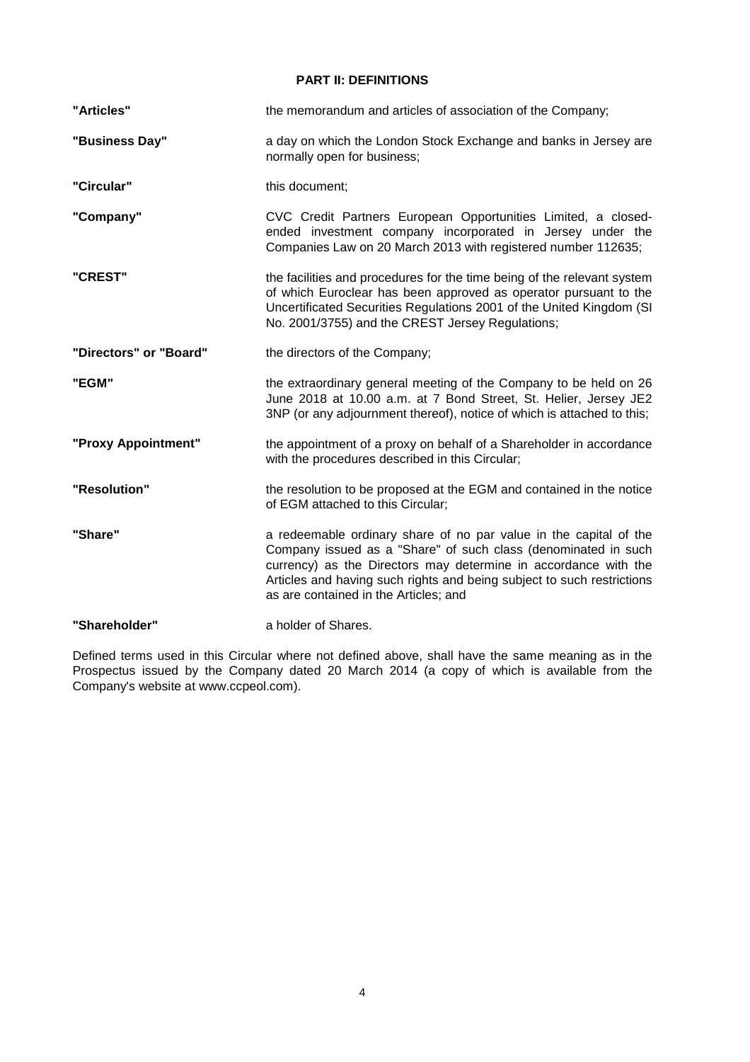## PART II: DEFINITIONS

| | |
|---|---|
| **"Articles"** | the memorandum and articles of association of the Company; |
| **"Business Day"** | a day on which the London Stock Exchange and banks in Jersey are normally open for business; |
| **"Circular"** | this document; |
| **"Company"** | CVC Credit Partners European Opportunities Limited, a closed-ended investment company incorporated in Jersey under the Companies Law on 20 March 2013 with registered number 112635; |
| **"CREST"** | the facilities and procedures for the time being of the relevant system of which Euroclear has been approved as operator pursuant to the Uncertificated Securities Regulations 2001 of the United Kingdom (SI No. 2001/3755) and the CREST Jersey Regulations; |
| **"Directors" or "Board"** | the directors of the Company; |
| **"EGM"** | the extraordinary general meeting of the Company to be held on 26 June 2018 at 10.00 a.m. at 7 Bond Street, St. Helier, Jersey JE2 3NP (or any adjournment thereof), notice of which is attached to this; |
| **"Proxy Appointment"** | the appointment of a proxy on behalf of a Shareholder in accordance with the procedures described in this Circular; |
| **"Resolution"** | the resolution to be proposed at the EGM and contained in the notice of EGM attached to this Circular; |
| **"Share"** | a redeemable ordinary share of no par value in the capital of the Company issued as a "Share" of such class (denominated in such currency) as the Directors may determine in accordance with the Articles and having such rights and being subject to such restrictions as are contained in the Articles; and |
| **"Shareholder"** | a holder of Shares. |

Defined terms used in this Circular where not defined above, shall have the same meaning as in the Prospectus issued by the Company dated 20 March 2014 (a copy of which is available from the Company's website at www.ccpeol.com).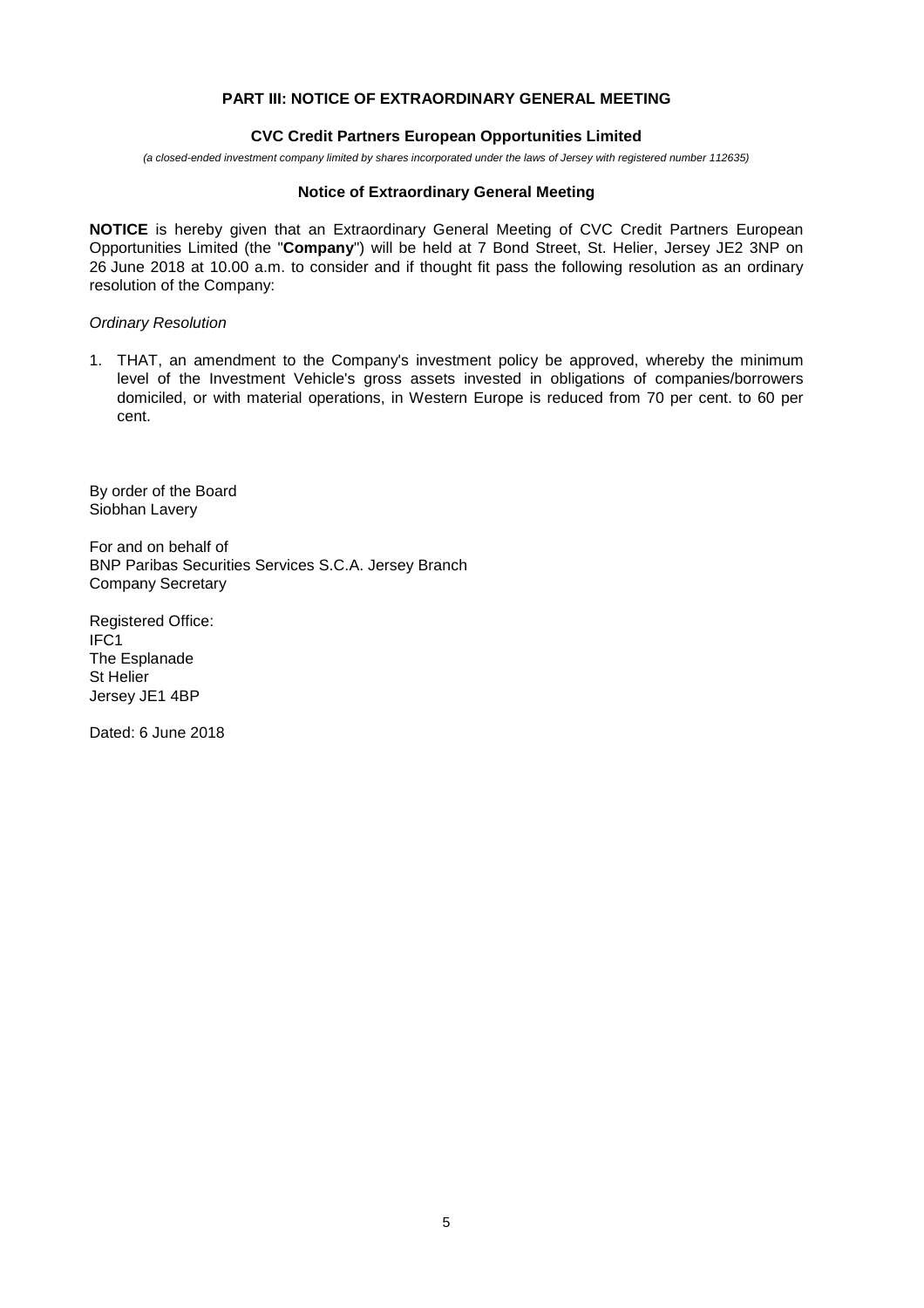## PART III: NOTICE OF EXTRAORDINARY GENERAL MEETING

### CVC Credit Partners European Opportunities Limited

*(a closed-ended investment company limited by shares incorporated under the laws of Jersey with registered number 112635)*

### Notice of Extraordinary General Meeting

**NOTICE** is hereby given that an Extraordinary General Meeting of CVC Credit Partners European Opportunities Limited (the "**Company**") will be held at 7 Bond Street, St. Helier, Jersey JE2 3NP on 26 June 2018 at 10.00 a.m. to consider and if thought fit pass the following resolution as an ordinary resolution of the Company:

*Ordinary Resolution*

1. THAT, an amendment to the Company's investment policy be approved, whereby the minimum level of the Investment Vehicle's gross assets invested in obligations of companies/borrowers domiciled, or with material operations, in Western Europe is reduced from 70 per cent. to 60 per cent.

By order of the Board
Siobhan Lavery

For and on behalf of
BNP Paribas Securities Services S.C.A. Jersey Branch
Company Secretary

Registered Office:
IFC1
The Esplanade
St Helier
Jersey JE1 4BP

Dated: 6 June 2018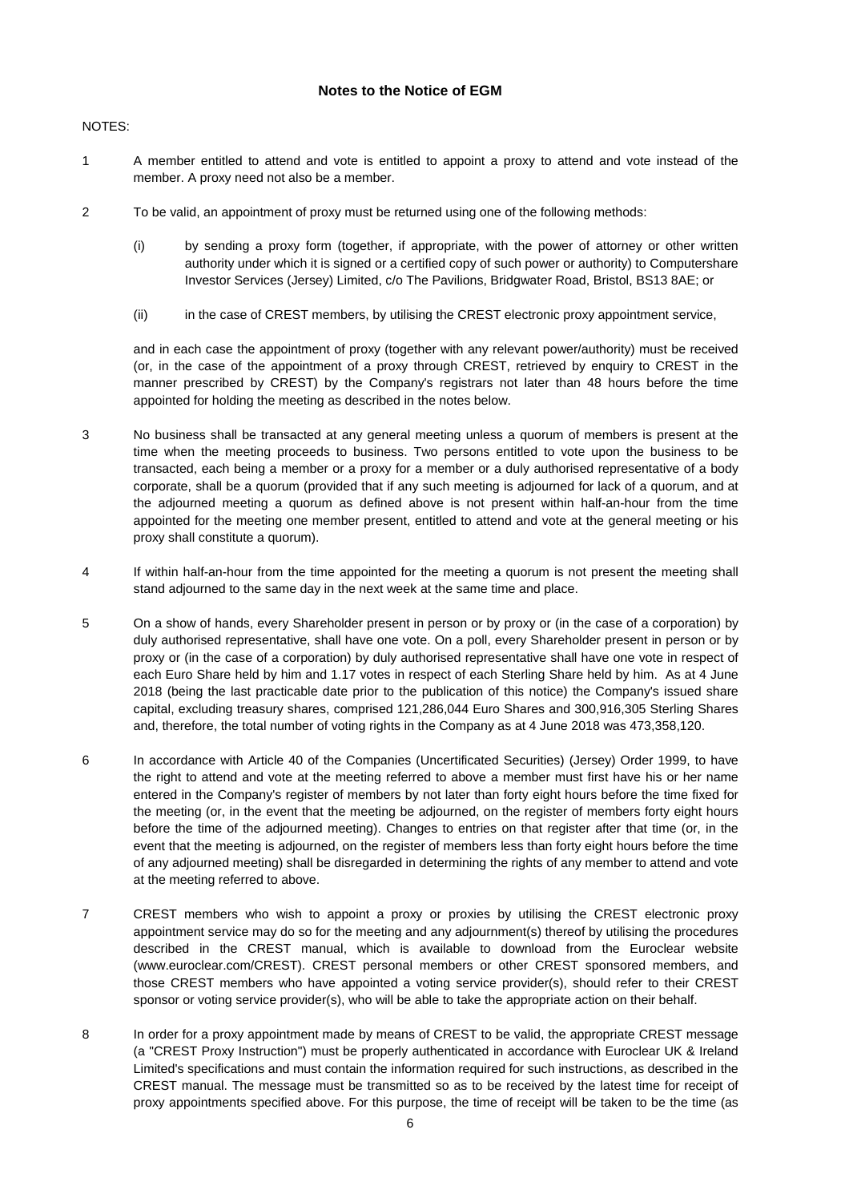## Notes to the Notice of EGM

NOTES:

1. A member entitled to attend and vote is entitled to appoint a proxy to attend and vote instead of the member. A proxy need not also be a member.

2. To be valid, an appointment of proxy must be returned using one of the following methods:

   (i) by sending a proxy form (together, if appropriate, with the power of attorney or other written authority under which it is signed or a certified copy of such power or authority) to Computershare Investor Services (Jersey) Limited, c/o The Pavilions, Bridgwater Road, Bristol, BS13 8AE; or

   (ii) in the case of CREST members, by utilising the CREST electronic proxy appointment service,

   and in each case the appointment of proxy (together with any relevant power/authority) must be received (or, in the case of the appointment of a proxy through CREST, retrieved by enquiry to CREST in the manner prescribed by CREST) by the Company's registrars not later than 48 hours before the time appointed for holding the meeting as described in the notes below.

3. No business shall be transacted at any general meeting unless a quorum of members is present at the time when the meeting proceeds to business. Two persons entitled to vote upon the business to be transacted, each being a member or a proxy for a member or a duly authorised representative of a body corporate, shall be a quorum (provided that if any such meeting is adjourned for lack of a quorum, and at the adjourned meeting a quorum as defined above is not present within half-an-hour from the time appointed for the meeting one member present, entitled to attend and vote at the general meeting or his proxy shall constitute a quorum).

4. If within half-an-hour from the time appointed for the meeting a quorum is not present the meeting shall stand adjourned to the same day in the next week at the same time and place.

5. On a show of hands, every Shareholder present in person or by proxy or (in the case of a corporation) by duly authorised representative, shall have one vote. On a poll, every Shareholder present in person or by proxy or (in the case of a corporation) by duly authorised representative shall have one vote in respect of each Euro Share held by him and 1.17 votes in respect of each Sterling Share held by him. As at 4 June 2018 (being the last practicable date prior to the publication of this notice) the Company's issued share capital, excluding treasury shares, comprised 121,286,044 Euro Shares and 300,916,305 Sterling Shares and, therefore, the total number of voting rights in the Company as at 4 June 2018 was 473,358,120.

6. In accordance with Article 40 of the Companies (Uncertificated Securities) (Jersey) Order 1999, to have the right to attend and vote at the meeting referred to above a member must first have his or her name entered in the Company's register of members by not later than forty eight hours before the time fixed for the meeting (or, in the event that the meeting be adjourned, on the register of members forty eight hours before the time of the adjourned meeting). Changes to entries on that register after that time (or, in the event that the meeting is adjourned, on the register of members less than forty eight hours before the time of any adjourned meeting) shall be disregarded in determining the rights of any member to attend and vote at the meeting referred to above.

7. CREST members who wish to appoint a proxy or proxies by utilising the CREST electronic proxy appointment service may do so for the meeting and any adjournment(s) thereof by utilising the procedures described in the CREST manual, which is available to download from the Euroclear website (www.euroclear.com/CREST). CREST personal members or other CREST sponsored members, and those CREST members who have appointed a voting service provider(s), should refer to their CREST sponsor or voting service provider(s), who will be able to take the appropriate action on their behalf.

8. In order for a proxy appointment made by means of CREST to be valid, the appropriate CREST message (a "CREST Proxy Instruction") must be properly authenticated in accordance with Euroclear UK & Ireland Limited's specifications and must contain the information required for such instructions, as described in the CREST manual. The message must be transmitted so as to be received by the latest time for receipt of proxy appointments specified above. For this purpose, the time of receipt will be taken to be the time (as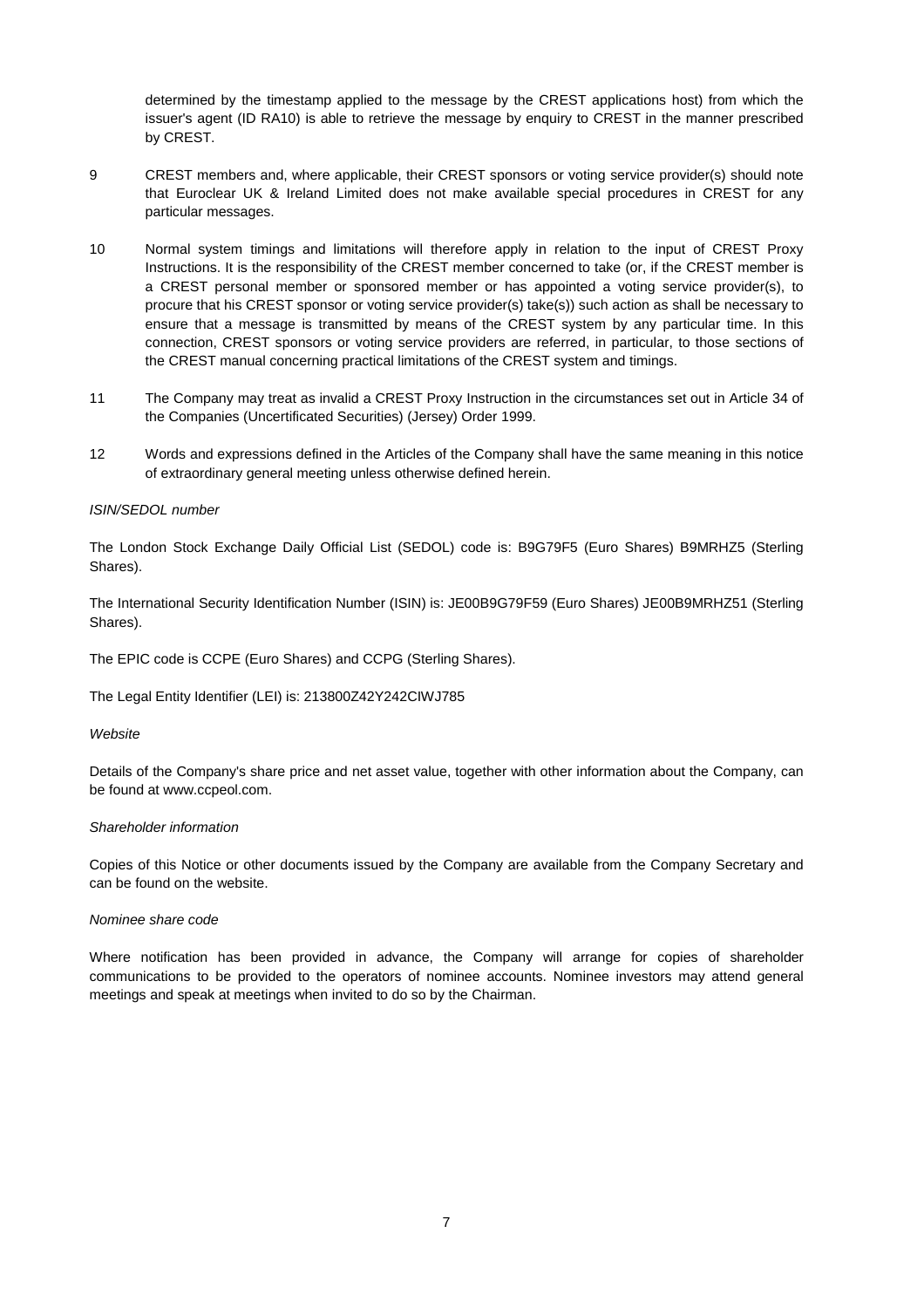determined by the timestamp applied to the message by the CREST applications host) from which the issuer's agent (ID RA10) is able to retrieve the message by enquiry to CREST in the manner prescribed by CREST.

9 CREST members and, where applicable, their CREST sponsors or voting service provider(s) should note that Euroclear UK & Ireland Limited does not make available special procedures in CREST for any particular messages.

10 Normal system timings and limitations will therefore apply in relation to the input of CREST Proxy Instructions. It is the responsibility of the CREST member concerned to take (or, if the CREST member is a CREST personal member or sponsored member or has appointed a voting service provider(s), to procure that his CREST sponsor or voting service provider(s) take(s)) such action as shall be necessary to ensure that a message is transmitted by means of the CREST system by any particular time. In this connection, CREST sponsors or voting service providers are referred, in particular, to those sections of the CREST manual concerning practical limitations of the CREST system and timings.

11 The Company may treat as invalid a CREST Proxy Instruction in the circumstances set out in Article 34 of the Companies (Uncertificated Securities) (Jersey) Order 1999.

12 Words and expressions defined in the Articles of the Company shall have the same meaning in this notice of extraordinary general meeting unless otherwise defined herein.

*ISIN/SEDOL number*

The London Stock Exchange Daily Official List (SEDOL) code is: B9G79F5 (Euro Shares) B9MRHZ5 (Sterling Shares).

The International Security Identification Number (ISIN) is: JE00B9G79F59 (Euro Shares) JE00B9MRHZ51 (Sterling Shares).

The EPIC code is CCPE (Euro Shares) and CCPG (Sterling Shares).

The Legal Entity Identifier (LEI) is: 213800Z42Y242CIWJ785

*Website*

Details of the Company's share price and net asset value, together with other information about the Company, can be found at www.ccpeol.com.

*Shareholder information*

Copies of this Notice or other documents issued by the Company are available from the Company Secretary and can be found on the website.

*Nominee share code*

Where notification has been provided in advance, the Company will arrange for copies of shareholder communications to be provided to the operators of nominee accounts. Nominee investors may attend general meetings and speak at meetings when invited to do so by the Chairman.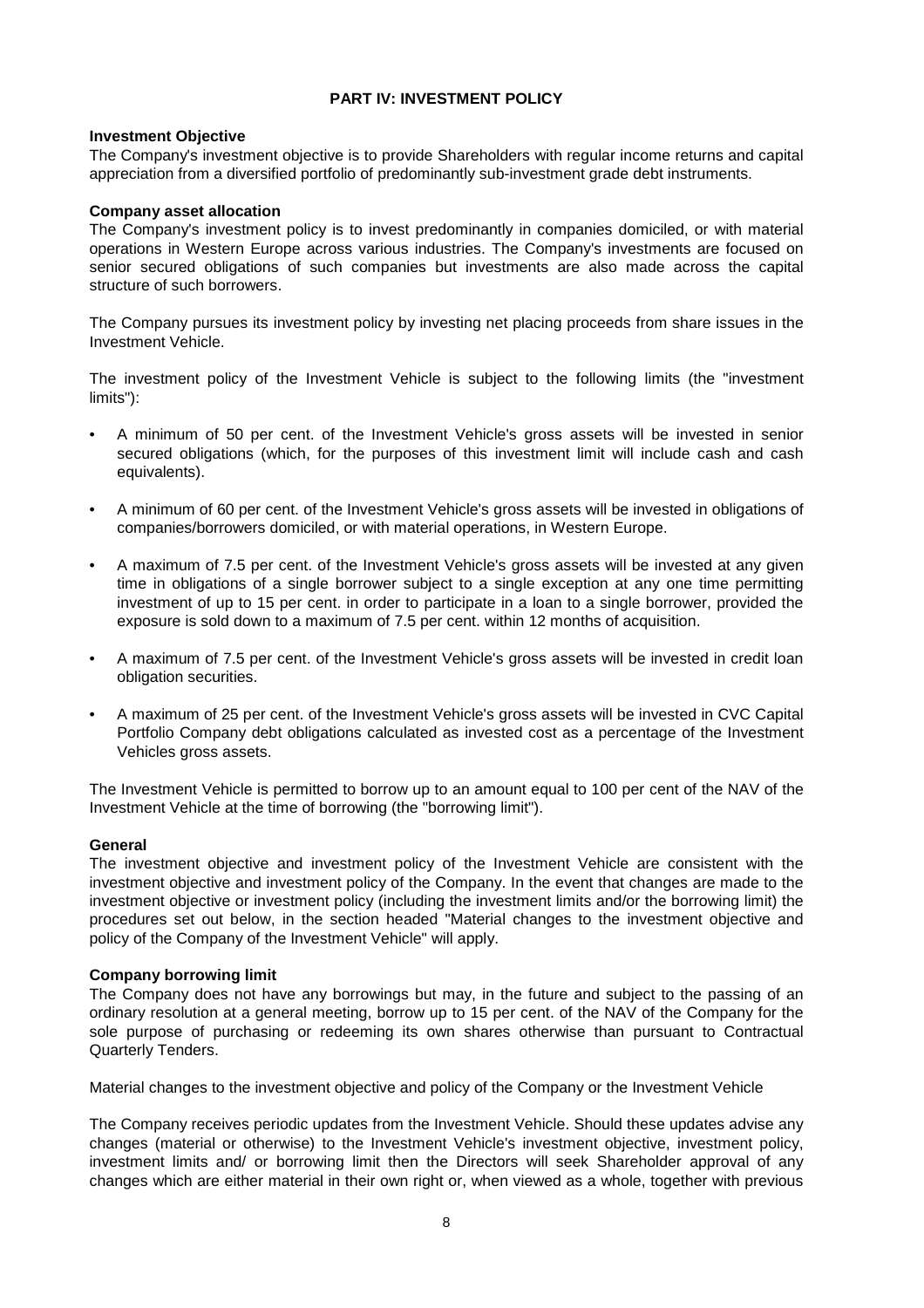## PART IV: INVESTMENT POLICY

**Investment Objective**

The Company's investment objective is to provide Shareholders with regular income returns and capital appreciation from a diversified portfolio of predominantly sub-investment grade debt instruments.

**Company asset allocation**

The Company's investment policy is to invest predominantly in companies domiciled, or with material operations in Western Europe across various industries. The Company's investments are focused on senior secured obligations of such companies but investments are also made across the capital structure of such borrowers.

The Company pursues its investment policy by investing net placing proceeds from share issues in the Investment Vehicle.

The investment policy of the Investment Vehicle is subject to the following limits (the "investment limits"):

- A minimum of 50 per cent. of the Investment Vehicle's gross assets will be invested in senior secured obligations (which, for the purposes of this investment limit will include cash and cash equivalents).
- A minimum of 60 per cent. of the Investment Vehicle's gross assets will be invested in obligations of companies/borrowers domiciled, or with material operations, in Western Europe.
- A maximum of 7.5 per cent. of the Investment Vehicle's gross assets will be invested at any given time in obligations of a single borrower subject to a single exception at any one time permitting investment of up to 15 per cent. in order to participate in a loan to a single borrower, provided the exposure is sold down to a maximum of 7.5 per cent. within 12 months of acquisition.
- A maximum of 7.5 per cent. of the Investment Vehicle's gross assets will be invested in credit loan obligation securities.
- A maximum of 25 per cent. of the Investment Vehicle's gross assets will be invested in CVC Capital Portfolio Company debt obligations calculated as invested cost as a percentage of the Investment Vehicles gross assets.

The Investment Vehicle is permitted to borrow up to an amount equal to 100 per cent of the NAV of the Investment Vehicle at the time of borrowing (the "borrowing limit").

**General**

The investment objective and investment policy of the Investment Vehicle are consistent with the investment objective and investment policy of the Company. In the event that changes are made to the investment objective or investment policy (including the investment limits and/or the borrowing limit) the procedures set out below, in the section headed "Material changes to the investment objective and policy of the Company of the Investment Vehicle" will apply.

**Company borrowing limit**

The Company does not have any borrowings but may, in the future and subject to the passing of an ordinary resolution at a general meeting, borrow up to 15 per cent. of the NAV of the Company for the sole purpose of purchasing or redeeming its own shares otherwise than pursuant to Contractual Quarterly Tenders.

Material changes to the investment objective and policy of the Company or the Investment Vehicle

The Company receives periodic updates from the Investment Vehicle. Should these updates advise any changes (material or otherwise) to the Investment Vehicle's investment objective, investment policy, investment limits and/ or borrowing limit then the Directors will seek Shareholder approval of any changes which are either material in their own right or, when viewed as a whole, together with previous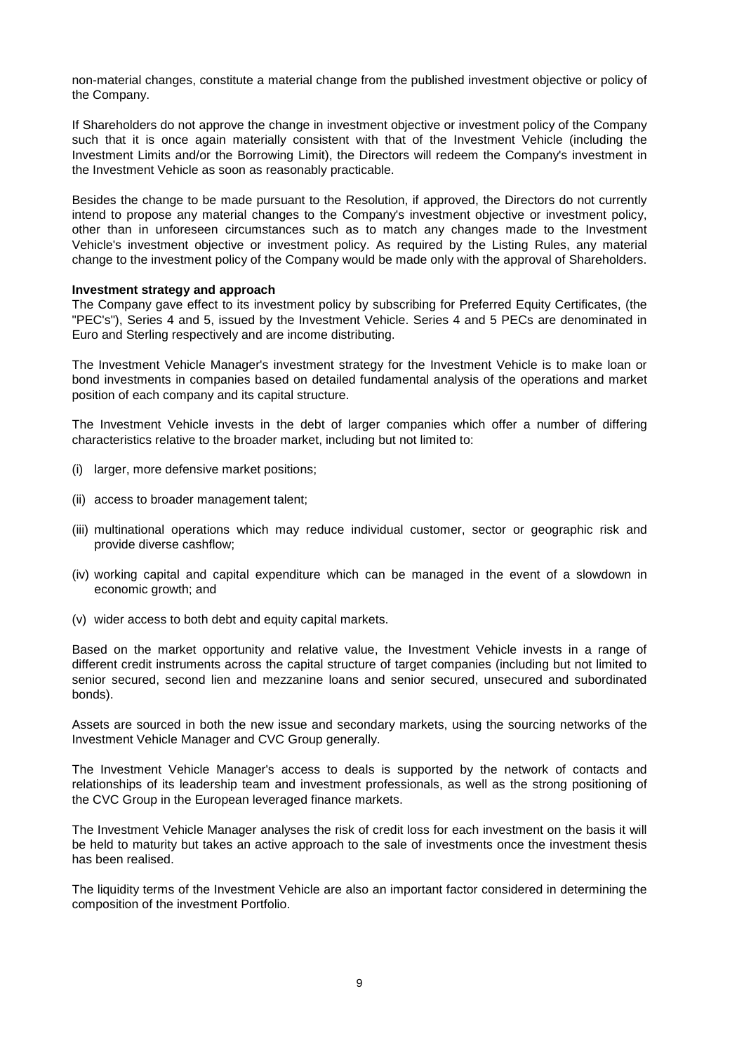non-material changes, constitute a material change from the published investment objective or policy of the Company.

If Shareholders do not approve the change in investment objective or investment policy of the Company such that it is once again materially consistent with that of the Investment Vehicle (including the Investment Limits and/or the Borrowing Limit), the Directors will redeem the Company's investment in the Investment Vehicle as soon as reasonably practicable.

Besides the change to be made pursuant to the Resolution, if approved, the Directors do not currently intend to propose any material changes to the Company's investment objective or investment policy, other than in unforeseen circumstances such as to match any changes made to the Investment Vehicle's investment objective or investment policy. As required by the Listing Rules, any material change to the investment policy of the Company would be made only with the approval of Shareholders.

**Investment strategy and approach**

The Company gave effect to its investment policy by subscribing for Preferred Equity Certificates, (the "PEC's"), Series 4 and 5, issued by the Investment Vehicle. Series 4 and 5 PECs are denominated in Euro and Sterling respectively and are income distributing.

The Investment Vehicle Manager's investment strategy for the Investment Vehicle is to make loan or bond investments in companies based on detailed fundamental analysis of the operations and market position of each company and its capital structure.

The Investment Vehicle invests in the debt of larger companies which offer a number of differing characteristics relative to the broader market, including but not limited to:

(i) larger, more defensive market positions;

(ii) access to broader management talent;

(iii) multinational operations which may reduce individual customer, sector or geographic risk and provide diverse cashflow;

(iv) working capital and capital expenditure which can be managed in the event of a slowdown in economic growth; and

(v) wider access to both debt and equity capital markets.

Based on the market opportunity and relative value, the Investment Vehicle invests in a range of different credit instruments across the capital structure of target companies (including but not limited to senior secured, second lien and mezzanine loans and senior secured, unsecured and subordinated bonds).

Assets are sourced in both the new issue and secondary markets, using the sourcing networks of the Investment Vehicle Manager and CVC Group generally.

The Investment Vehicle Manager's access to deals is supported by the network of contacts and relationships of its leadership team and investment professionals, as well as the strong positioning of the CVC Group in the European leveraged finance markets.

The Investment Vehicle Manager analyses the risk of credit loss for each investment on the basis it will be held to maturity but takes an active approach to the sale of investments once the investment thesis has been realised.

The liquidity terms of the Investment Vehicle are also an important factor considered in determining the composition of the investment Portfolio.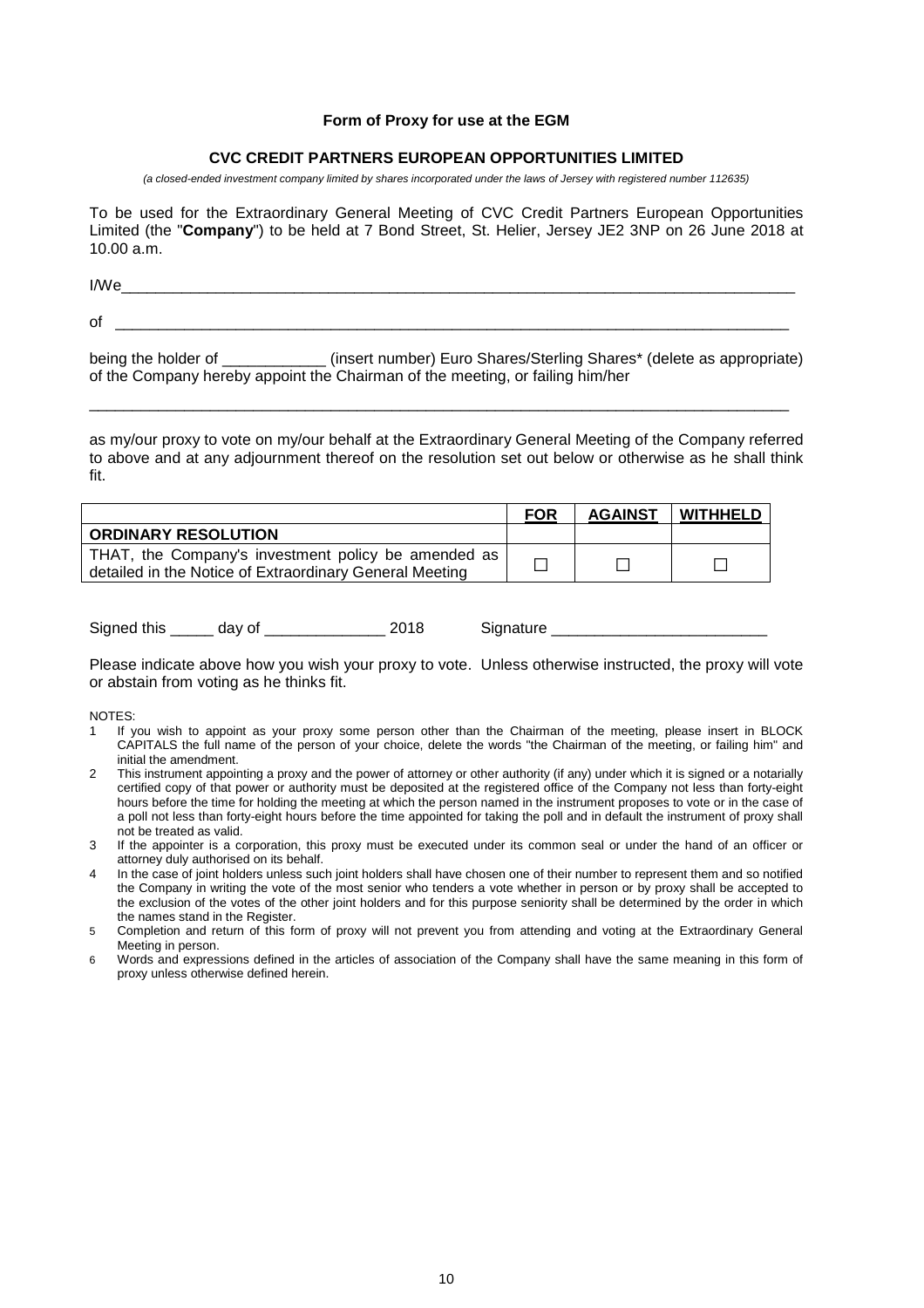**Form of Proxy for use at the EGM**

**CVC CREDIT PARTNERS EUROPEAN OPPORTUNITIES LIMITED**

*(a closed-ended investment company limited by shares incorporated under the laws of Jersey with registered number 112635)*

To be used for the Extraordinary General Meeting of CVC Credit Partners European Opportunities Limited (the "**Company**") to be held at 7 Bond Street, St. Helier, Jersey JE2 3NP on 26 June 2018 at 10.00 a.m.

I/We\_\_\_\_\_\_\_\_\_\_\_\_\_\_\_\_\_\_\_\_\_\_\_\_\_\_\_\_\_\_\_\_\_\_\_\_\_\_\_\_\_\_\_\_\_\_\_\_\_\_\_\_\_\_\_\_\_\_\_\_\_\_\_\_\_\_\_\_\_\_\_\_\_\_\_\_

of \_\_\_\_\_\_\_\_\_\_\_\_\_\_\_\_\_\_\_\_\_\_\_\_\_\_\_\_\_\_\_\_\_\_\_\_\_\_\_\_\_\_\_\_\_\_\_\_\_\_\_\_\_\_\_\_\_\_\_\_\_\_\_\_\_\_\_\_\_\_\_\_\_\_\_\_

being the holder of \_\_\_\_\_\_\_\_\_\_\_\_ (insert number) Euro Shares/Sterling Shares* (delete as appropriate) of the Company hereby appoint the Chairman of the meeting, or failing him/her

\_\_\_\_\_\_\_\_\_\_\_\_\_\_\_\_\_\_\_\_\_\_\_\_\_\_\_\_\_\_\_\_\_\_\_\_\_\_\_\_\_\_\_\_\_\_\_\_\_\_\_\_\_\_\_\_\_\_\_\_\_\_\_\_\_\_\_\_\_\_\_\_\_\_\_\_\_\_\_

as my/our proxy to vote on my/our behalf at the Extraordinary General Meeting of the Company referred to above and at any adjournment thereof on the resolution set out below or otherwise as he shall think fit.

| | FOR | AGAINST | WITHHELD |
|---|---|---|---|
| **ORDINARY RESOLUTION** | | | |
| THAT, the Company's investment policy be amended as detailed in the Notice of Extraordinary General Meeting | ☐ | ☐ | ☐ |

Signed this \_\_\_\_\_ day of \_\_\_\_\_\_\_\_\_\_\_\_\_\_ 2018 Signature \_\_\_\_\_\_\_\_\_\_\_\_\_\_\_\_\_\_\_\_\_\_\_\_\_

Please indicate above how you wish your proxy to vote. Unless otherwise instructed, the proxy will vote or abstain from voting as he thinks fit.

NOTES:

1. If you wish to appoint as your proxy some person other than the Chairman of the meeting, please insert in BLOCK CAPITALS the full name of the person of your choice, delete the words "the Chairman of the meeting, or failing him" and initial the amendment.
2. This instrument appointing a proxy and the power of attorney or other authority (if any) under which it is signed or a notarially certified copy of that power or authority must be deposited at the registered office of the Company not less than forty-eight hours before the time for holding the meeting at which the person named in the instrument proposes to vote or in the case of a poll not less than forty-eight hours before the time appointed for taking the poll and in default the instrument of proxy shall not be treated as valid.
3. If the appointer is a corporation, this proxy must be executed under its common seal or under the hand of an officer or attorney duly authorised on its behalf.
4. In the case of joint holders unless such joint holders shall have chosen one of their number to represent them and so notified the Company in writing the vote of the most senior who tenders a vote whether in person or by proxy shall be accepted to the exclusion of the votes of the other joint holders and for this purpose seniority shall be determined by the order in which the names stand in the Register.
5. Completion and return of this form of proxy will not prevent you from attending and voting at the Extraordinary General Meeting in person.
6. Words and expressions defined in the articles of association of the Company shall have the same meaning in this form of proxy unless otherwise defined herein.